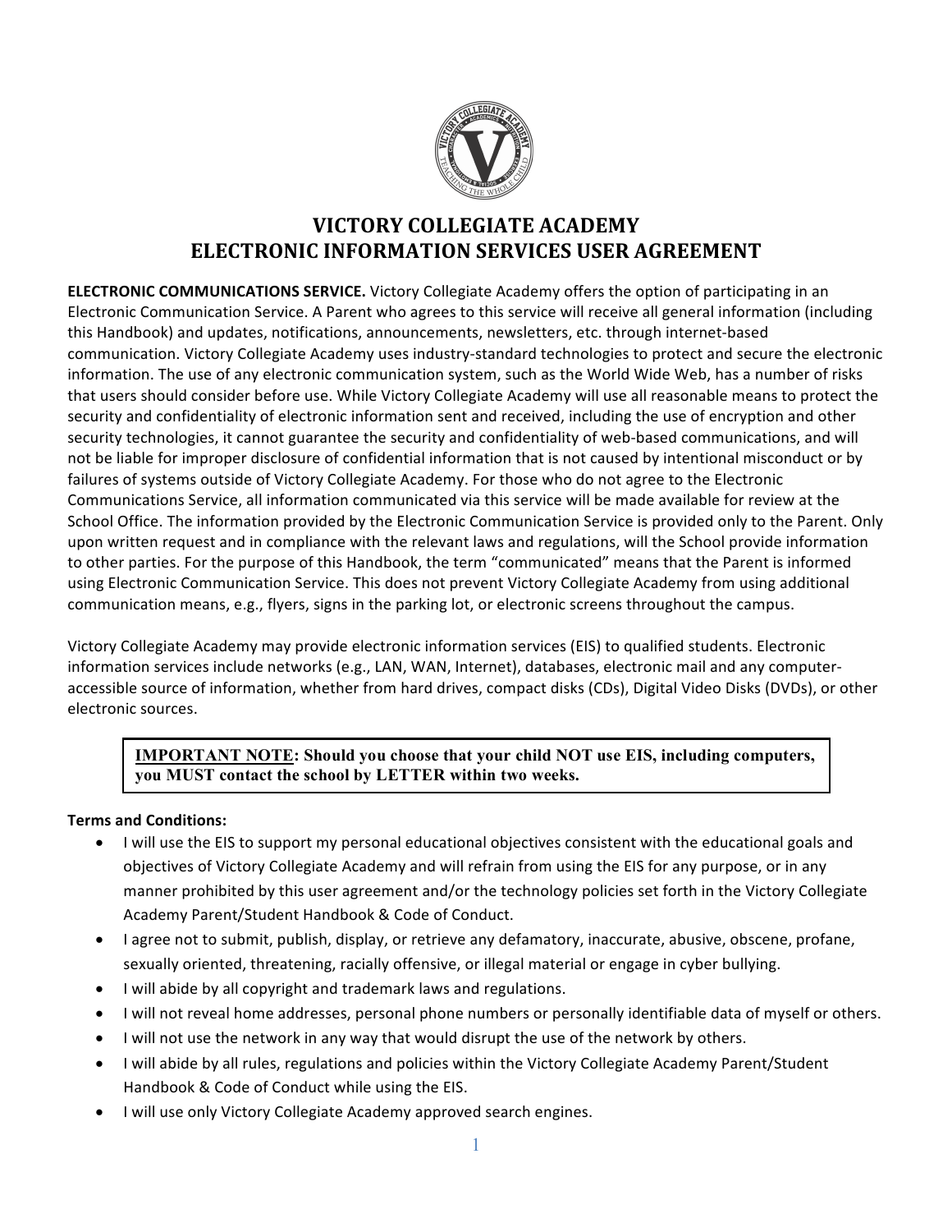# VICTORY COLLEGIATE ACADEMY
# ELECTRONIC INFORMATION SERVICES USER AGREEMENT

**ELECTRONIC COMMUNICATIONS SERVICE.** Victory Collegiate Academy offers the option of participating in an Electronic Communication Service. A Parent who agrees to this service will receive all general information (including this Handbook) and updates, notifications, announcements, newsletters, etc. through internet-based communication. Victory Collegiate Academy uses industry-standard technologies to protect and secure the electronic information. The use of any electronic communication system, such as the World Wide Web, has a number of risks that users should consider before use. While Victory Collegiate Academy will use all reasonable means to protect the security and confidentiality of electronic information sent and received, including the use of encryption and other security technologies, it cannot guarantee the security and confidentiality of web-based communications, and will not be liable for improper disclosure of confidential information that is not caused by intentional misconduct or by failures of systems outside of Victory Collegiate Academy. For those who do not agree to the Electronic Communications Service, all information communicated via this service will be made available for review at the School Office. The information provided by the Electronic Communication Service is provided only to the Parent. Only upon written request and in compliance with the relevant laws and regulations, will the School provide information to other parties. For the purpose of this Handbook, the term "communicated" means that the Parent is informed using Electronic Communication Service. This does not prevent Victory Collegiate Academy from using additional communication means, e.g., flyers, signs in the parking lot, or electronic screens throughout the campus.

Victory Collegiate Academy may provide electronic information services (EIS) to qualified students. Electronic information services include networks (e.g., LAN, WAN, Internet), databases, electronic mail and any computer-accessible source of information, whether from hard drives, compact disks (CDs), Digital Video Disks (DVDs), or other electronic sources.

> **IMPORTANT NOTE: Should you choose that your child NOT use EIS, including computers, you MUST contact the school by LETTER within two weeks.**

**Terms and Conditions:**

- I will use the EIS to support my personal educational objectives consistent with the educational goals and objectives of Victory Collegiate Academy and will refrain from using the EIS for any purpose, or in any manner prohibited by this user agreement and/or the technology policies set forth in the Victory Collegiate Academy Parent/Student Handbook & Code of Conduct.
- I agree not to submit, publish, display, or retrieve any defamatory, inaccurate, abusive, obscene, profane, sexually oriented, threatening, racially offensive, or illegal material or engage in cyber bullying.
- I will abide by all copyright and trademark laws and regulations.
- I will not reveal home addresses, personal phone numbers or personally identifiable data of myself or others.
- I will not use the network in any way that would disrupt the use of the network by others.
- I will abide by all rules, regulations and policies within the Victory Collegiate Academy Parent/Student Handbook & Code of Conduct while using the EIS.
- I will use only Victory Collegiate Academy approved search engines.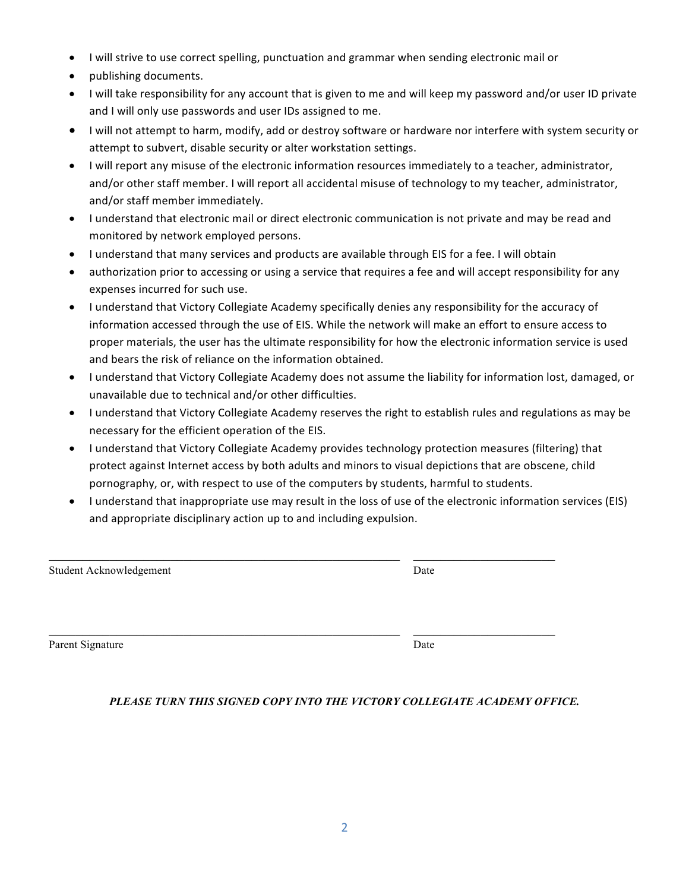- I will strive to use correct spelling, punctuation and grammar when sending electronic mail or
- publishing documents.
- I will take responsibility for any account that is given to me and will keep my password and/or user ID private and I will only use passwords and user IDs assigned to me.
- I will not attempt to harm, modify, add or destroy software or hardware nor interfere with system security or attempt to subvert, disable security or alter workstation settings.
- I will report any misuse of the electronic information resources immediately to a teacher, administrator, and/or other staff member. I will report all accidental misuse of technology to my teacher, administrator, and/or staff member immediately.
- I understand that electronic mail or direct electronic communication is not private and may be read and monitored by network employed persons.
- I understand that many services and products are available through EIS for a fee. I will obtain
- authorization prior to accessing or using a service that requires a fee and will accept responsibility for any expenses incurred for such use.
- I understand that Victory Collegiate Academy specifically denies any responsibility for the accuracy of information accessed through the use of EIS. While the network will make an effort to ensure access to proper materials, the user has the ultimate responsibility for how the electronic information service is used and bears the risk of reliance on the information obtained.
- I understand that Victory Collegiate Academy does not assume the liability for information lost, damaged, or unavailable due to technical and/or other difficulties.
- I understand that Victory Collegiate Academy reserves the right to establish rules and regulations as may be necessary for the efficient operation of the EIS.
- I understand that Victory Collegiate Academy provides technology protection measures (filtering) that protect against Internet access by both adults and minors to visual depictions that are obscene, child pornography, or, with respect to use of the computers by students, harmful to students.
- I understand that inappropriate use may result in the loss of use of the electronic information services (EIS) and appropriate disciplinary action up to and including expulsion.

\_\_\_\_\_\_\_\_\_\_\_\_\_\_\_\_\_\_\_\_\_\_\_\_\_\_\_\_\_\_\_\_\_\_\_\_\_\_\_\_\_\_\_\_ \_\_\_\_\_\_\_\_\_\_\_\_\_\_\_\_\_\_\_\_

Student Acknowledgement Date

\_\_\_\_\_\_\_\_\_\_\_\_\_\_\_\_\_\_\_\_\_\_\_\_\_\_\_\_\_\_\_\_\_\_\_\_\_\_\_\_\_\_\_\_ \_\_\_\_\_\_\_\_\_\_\_\_\_\_\_\_\_\_\_\_

Parent Signature Date

***PLEASE TURN THIS SIGNED COPY INTO THE VICTORY COLLEGIATE ACADEMY OFFICE.***